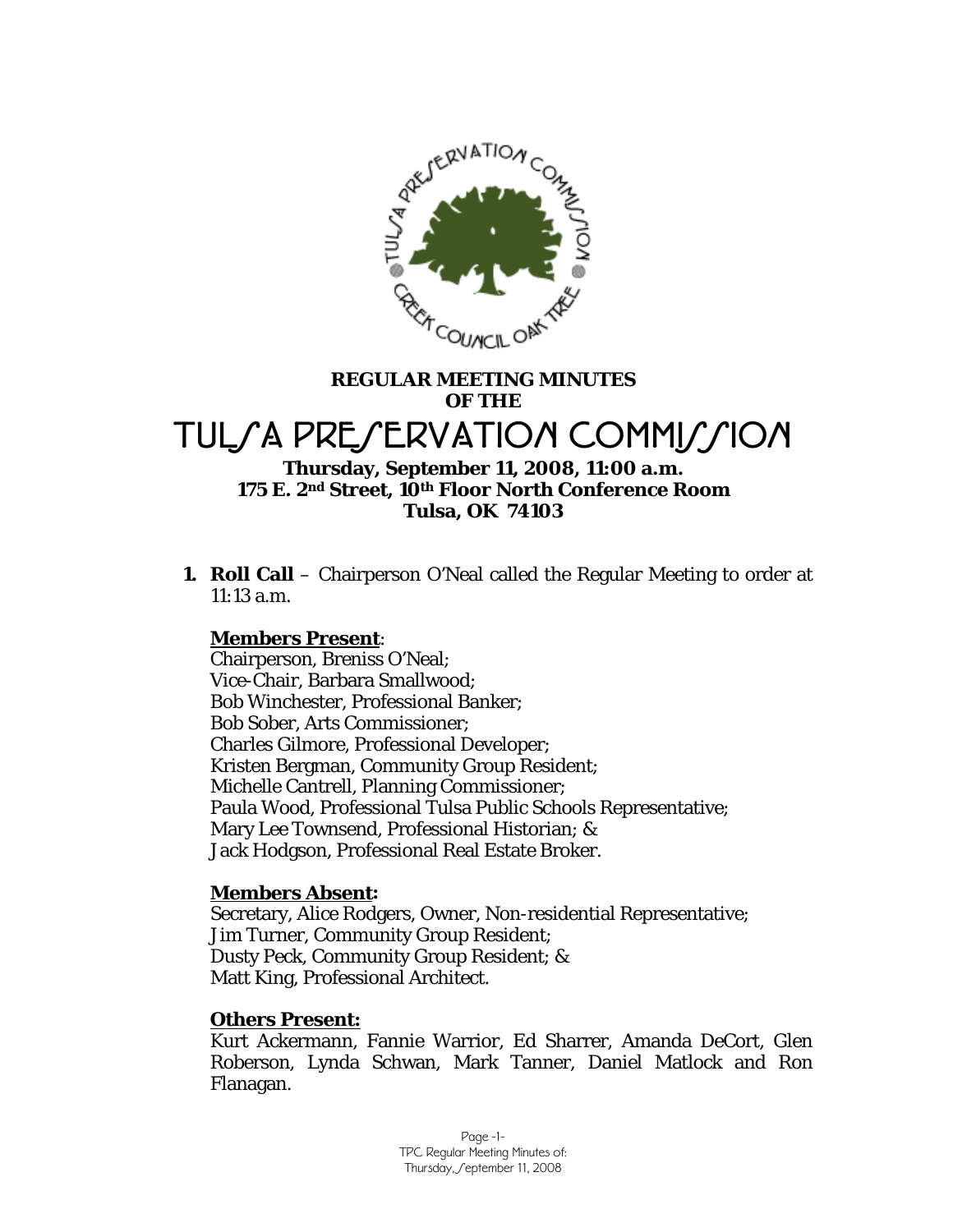**REGULAR MEETING MINUTES**
**OF THE**

# TULSA PRESERVATION COMMISSION

**Thursday, September 11, 2008, 11:00 a.m.**
**175 E. 2nd Street, 10th Floor North Conference Room**
**Tulsa, OK 74103**

**1. Roll Call** – Chairperson O'Neal called the Regular Meeting to order at 11:13 a.m.

**Members Present:**
Chairperson, Breniss O'Neal;
Vice-Chair, Barbara Smallwood;
Bob Winchester, Professional Banker;
Bob Sober, Arts Commissioner;
Charles Gilmore, Professional Developer;
Kristen Bergman, Community Group Resident;
Michelle Cantrell, Planning Commissioner;
Paula Wood, Professional Tulsa Public Schools Representative;
Mary Lee Townsend, Professional Historian; &
Jack Hodgson, Professional Real Estate Broker.

**Members Absent:**
Secretary, Alice Rodgers, Owner, Non-residential Representative;
Jim Turner, Community Group Resident;
Dusty Peck, Community Group Resident; &
Matt King, Professional Architect.

**Others Present:**
Kurt Ackermann, Fannie Warrior, Ed Sharrer, Amanda DeCort, Glen Roberson, Lynda Schwan, Mark Tanner, Daniel Matlock and Ron Flanagan.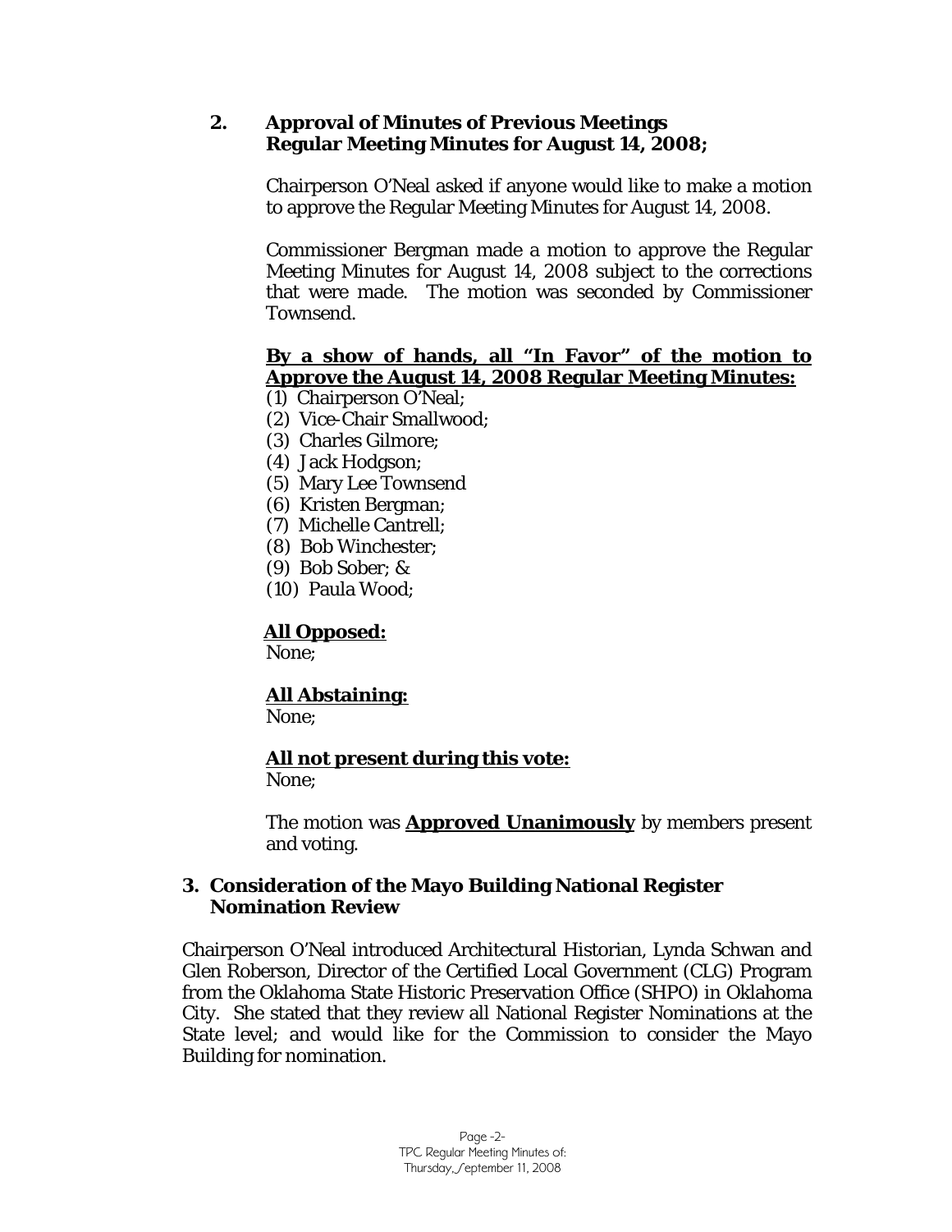## 2. Approval of Minutes of Previous Meetings
**Regular Meeting Minutes for August 14, 2008;**

Chairperson O'Neal asked if anyone would like to make a motion to approve the Regular Meeting Minutes for August 14, 2008.

Commissioner Bergman made a motion to approve the Regular Meeting Minutes for August 14, 2008 subject to the corrections that were made. The motion was seconded by Commissioner Townsend.

**By a show of hands, all "In Favor" of the motion to Approve the August 14, 2008 Regular Meeting Minutes:**

(1) Chairperson O'Neal;
(2) Vice-Chair Smallwood;
(3) Charles Gilmore;
(4) Jack Hodgson;
(5) Mary Lee Townsend
(6) Kristen Bergman;
(7) Michelle Cantrell;
(8) Bob Winchester;
(9) Bob Sober; &
(10) Paula Wood;

**All Opposed:**
None;

**All Abstaining:**
None;

**All not present during this vote:**
None;

The motion was **Approved Unanimously** by members present and voting.

## 3. Consideration of the Mayo Building National Register Nomination Review

Chairperson O'Neal introduced Architectural Historian, Lynda Schwan and Glen Roberson, Director of the Certified Local Government (CLG) Program from the Oklahoma State Historic Preservation Office (SHPO) in Oklahoma City. She stated that they review all National Register Nominations at the State level; and would like for the Commission to consider the Mayo Building for nomination.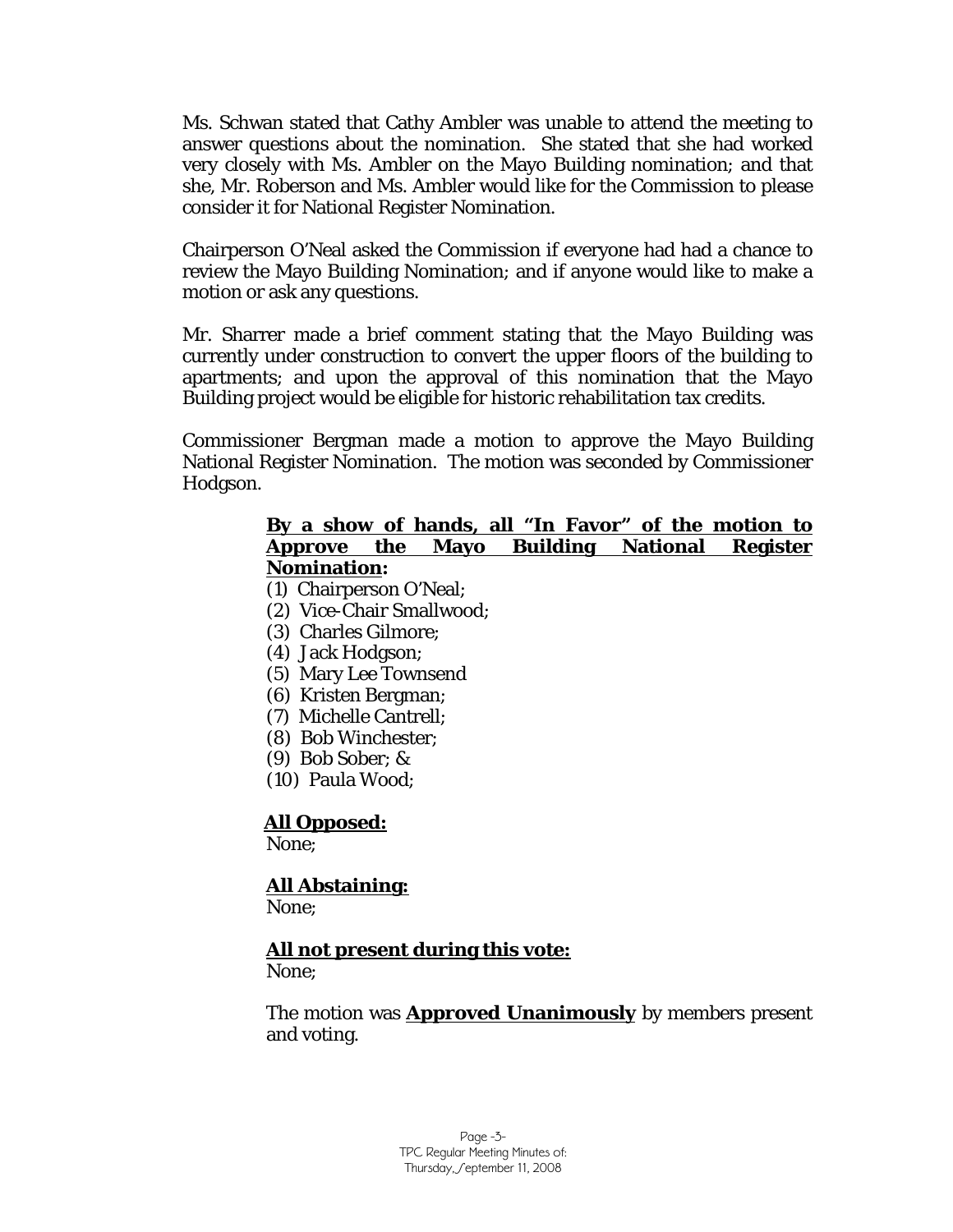Ms. Schwan stated that Cathy Ambler was unable to attend the meeting to answer questions about the nomination. She stated that she had worked very closely with Ms. Ambler on the Mayo Building nomination; and that she, Mr. Roberson and Ms. Ambler would like for the Commission to please consider it for National Register Nomination.

Chairperson O'Neal asked the Commission if everyone had had a chance to review the Mayo Building Nomination; and if anyone would like to make a motion or ask any questions.

Mr. Sharrer made a brief comment stating that the Mayo Building was currently under construction to convert the upper floors of the building to apartments; and upon the approval of this nomination that the Mayo Building project would be eligible for historic rehabilitation tax credits.

Commissioner Bergman made a motion to approve the Mayo Building National Register Nomination. The motion was seconded by Commissioner Hodgson.

**By a show of hands, all "In Favor" of the motion to Approve the Mayo Building National Register Nomination:**

(1) Chairperson O'Neal;
(2) Vice-Chair Smallwood;
(3) Charles Gilmore;
(4) Jack Hodgson;
(5) Mary Lee Townsend
(6) Kristen Bergman;
(7) Michelle Cantrell;
(8) Bob Winchester;
(9) Bob Sober; &
(10) Paula Wood;

**All Opposed:**
None;

**All Abstaining:**
None;

**All not present during this vote:**
None;

The motion was **Approved Unanimously** by members present and voting.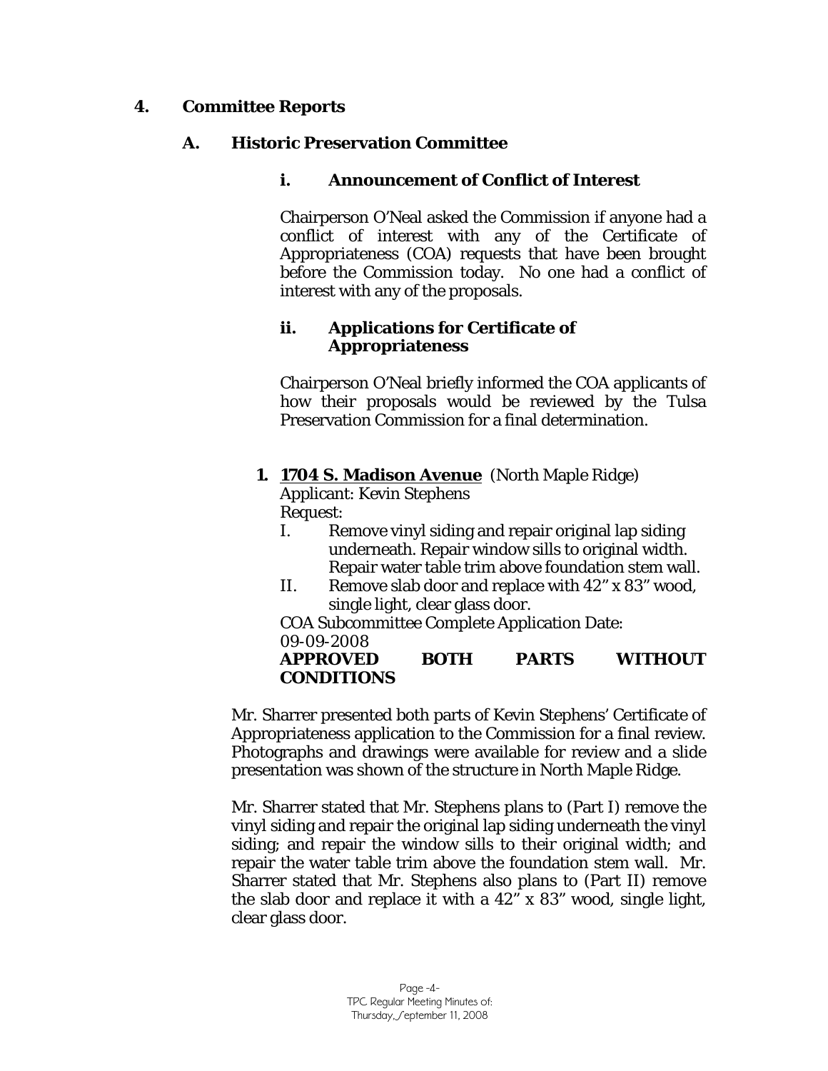## 4. Committee Reports

### A. Historic Preservation Committee

#### i. Announcement of Conflict of Interest

Chairperson O'Neal asked the Commission if anyone had a conflict of interest with any of the Certificate of Appropriateness (COA) requests that have been brought before the Commission today. No one had a conflict of interest with any of the proposals.

#### ii. Applications for Certificate of Appropriateness

Chairperson O'Neal briefly informed the COA applicants of how their proposals would be reviewed by the Tulsa Preservation Commission for a final determination.

**1. 1704 S. Madison Avenue** (North Maple Ridge)
Applicant: Kevin Stephens
Request:

I. Remove vinyl siding and repair original lap siding underneath. Repair window sills to original width. Repair water table trim above foundation stem wall.
II. Remove slab door and replace with 42" x 83" wood, single light, clear glass door.

COA Subcommittee Complete Application Date: 09-09-2008
**APPROVED BOTH PARTS WITHOUT CONDITIONS**

Mr. Sharrer presented both parts of Kevin Stephens' Certificate of Appropriateness application to the Commission for a final review. Photographs and drawings were available for review and a slide presentation was shown of the structure in North Maple Ridge.

Mr. Sharrer stated that Mr. Stephens plans to (Part I) remove the vinyl siding and repair the original lap siding underneath the vinyl siding; and repair the window sills to their original width; and repair the water table trim above the foundation stem wall. Mr. Sharrer stated that Mr. Stephens also plans to (Part II) remove the slab door and replace it with a 42" x 83" wood, single light, clear glass door.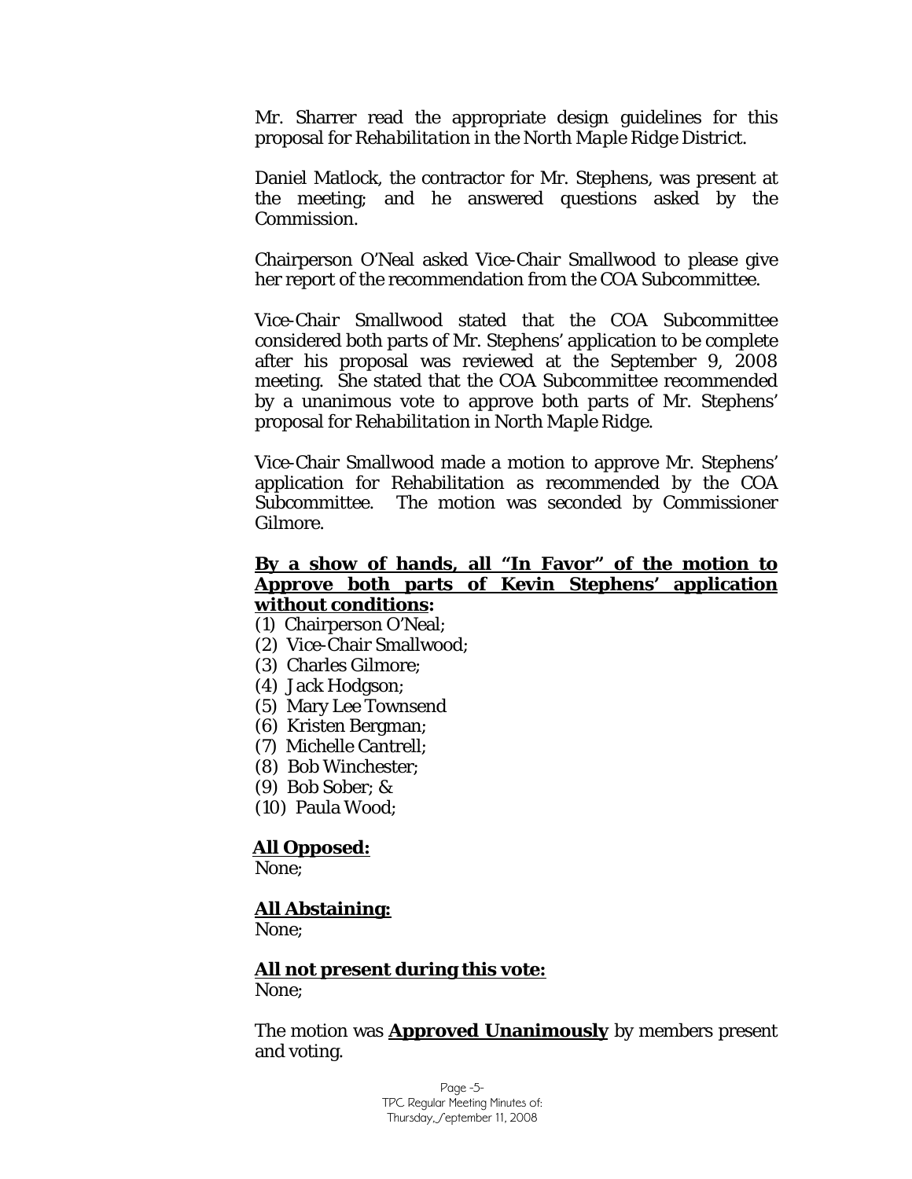Mr. Sharrer read the appropriate design guidelines for this proposal for *Rehabilitation in the North Maple Ridge District*.

Daniel Matlock, the contractor for Mr. Stephens, was present at the meeting; and he answered questions asked by the Commission.

Chairperson O'Neal asked Vice-Chair Smallwood to please give her report of the recommendation from the COA Subcommittee.

Vice-Chair Smallwood stated that the COA Subcommittee considered both parts of Mr. Stephens' application to be complete after his proposal was reviewed at the September 9, 2008 meeting. She stated that the COA Subcommittee recommended by a unanimous vote to approve both parts of Mr. Stephens' proposal for *Rehabilitation in North Maple Ridge*.

Vice-Chair Smallwood made a motion to approve Mr. Stephens' application for Rehabilitation as recommended by the COA Subcommittee. The motion was seconded by Commissioner Gilmore.

**By a show of hands, all "In Favor" of the motion to Approve both parts of Kevin Stephens' application without conditions:**

(1) Chairperson O'Neal;
(2) Vice-Chair Smallwood;
(3) Charles Gilmore;
(4) Jack Hodgson;
(5) Mary Lee Townsend
(6) Kristen Bergman;
(7) Michelle Cantrell;
(8) Bob Winchester;
(9) Bob Sober; &
(10) Paula Wood;

**All Opposed:**
None;

**All Abstaining:**
None;

**All not present during this vote:**
None;

The motion was **Approved Unanimously** by members present and voting.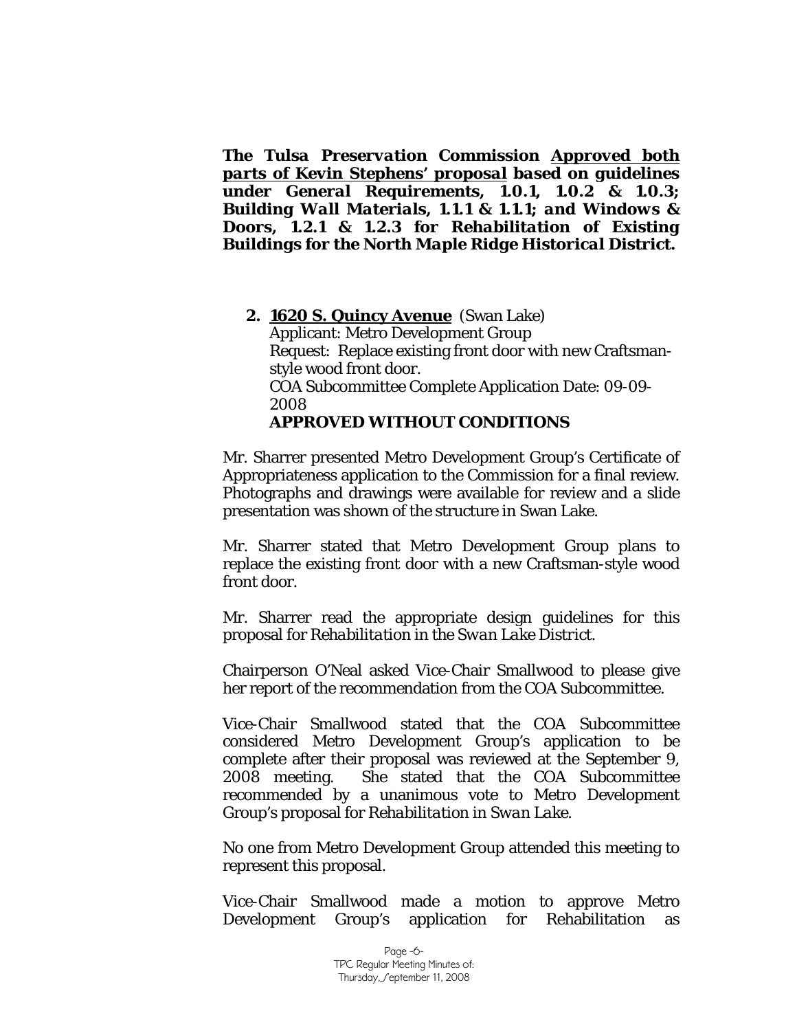***The Tulsa Preservation Commission <u>Approved both parts of Kevin Stephens' proposal</u> based on guidelines under General Requirements, 1.0.1, 1.0.2 & 1.0.3; Building Wall Materials, 1.1.1 & 1.1.1; and Windows & Doors, 1.2.1 & 1.2.3 for Rehabilitation of Existing Buildings for the North Maple Ridge Historical District.***

**2. <u>1620 S. Quincy Avenue</u>** (Swan Lake)
Applicant: Metro Development Group
Request: Replace existing front door with new Craftsman-style wood front door.
COA Subcommittee Complete Application Date: 09-09-2008
**APPROVED WITHOUT CONDITIONS**

Mr. Sharrer presented Metro Development Group's Certificate of Appropriateness application to the Commission for a final review. Photographs and drawings were available for review and a slide presentation was shown of the structure in Swan Lake.

Mr. Sharrer stated that Metro Development Group plans to replace the existing front door with a new Craftsman-style wood front door.

Mr. Sharrer read the appropriate design guidelines for this proposal for *Rehabilitation in the Swan Lake District.*

Chairperson O'Neal asked Vice-Chair Smallwood to please give her report of the recommendation from the COA Subcommittee.

Vice-Chair Smallwood stated that the COA Subcommittee considered Metro Development Group's application to be complete after their proposal was reviewed at the September 9, 2008 meeting. She stated that the COA Subcommittee recommended by a unanimous vote to Metro Development Group's proposal for *Rehabilitation in Swan Lake.*

No one from Metro Development Group attended this meeting to represent this proposal.

Vice-Chair Smallwood made a motion to approve Metro Development Group's application for Rehabilitation as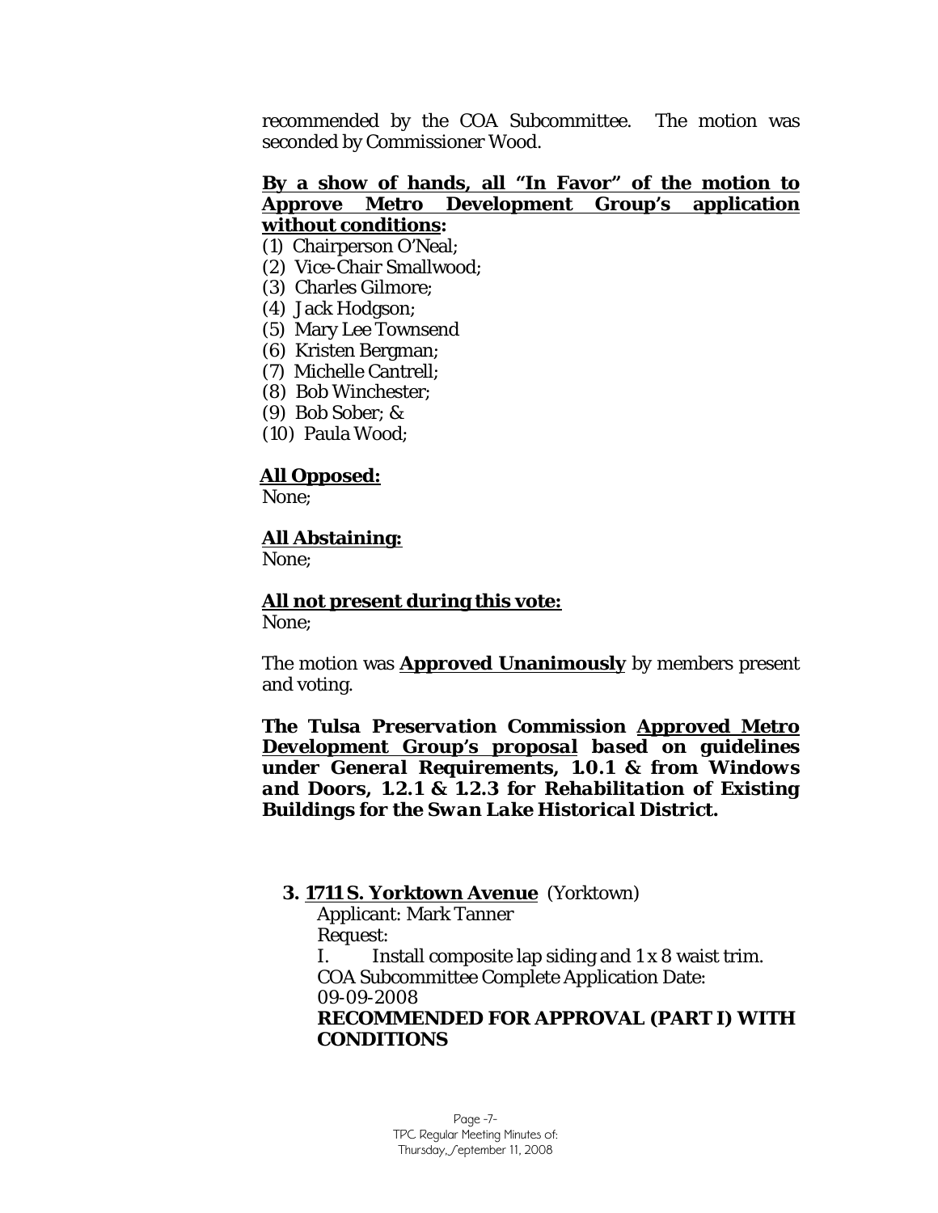recommended by the COA Subcommittee. The motion was seconded by Commissioner Wood.

**By a show of hands, all "In Favor" of the motion to Approve Metro Development Group's application without conditions:**

(1) Chairperson O'Neal;
(2) Vice-Chair Smallwood;
(3) Charles Gilmore;
(4) Jack Hodgson;
(5) Mary Lee Townsend
(6) Kristen Bergman;
(7) Michelle Cantrell;
(8) Bob Winchester;
(9) Bob Sober; &
(10) Paula Wood;

**All Opposed:**
None;

**All Abstaining:**
None;

**All not present during this vote:**
None;

The motion was **Approved Unanimously** by members present and voting.

***The Tulsa Preservation Commission Approved Metro Development Group's proposal based on guidelines under General Requirements, 1.0.1 & from Windows and Doors, 1.2.1 & 1.2.3 for Rehabilitation of Existing Buildings for the Swan Lake Historical District.***

**3. 1711 S. Yorktown Avenue** (Yorktown)

Applicant: Mark Tanner

Request:

I. Install composite lap siding and 1 x 8 waist trim.

COA Subcommittee Complete Application Date: 09-09-2008

**RECOMMENDED FOR APPROVAL (PART I) WITH CONDITIONS**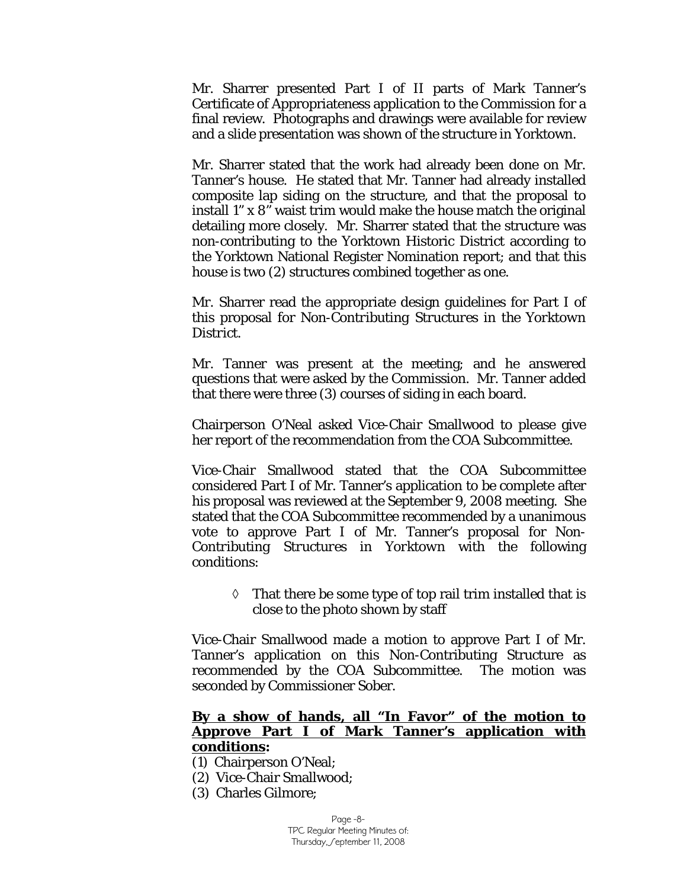Mr. Sharrer presented Part I of II parts of Mark Tanner's Certificate of Appropriateness application to the Commission for a final review. Photographs and drawings were available for review and a slide presentation was shown of the structure in Yorktown.

Mr. Sharrer stated that the work had already been done on Mr. Tanner's house. He stated that Mr. Tanner had already installed composite lap siding on the structure, and that the proposal to install 1" x 8" waist trim would make the house match the original detailing more closely. Mr. Sharrer stated that the structure was non-contributing to the Yorktown Historic District according to the Yorktown National Register Nomination report; and that this house is two (2) structures combined together as one.

Mr. Sharrer read the appropriate design guidelines for Part I of this proposal for Non-Contributing Structures in the Yorktown District.

Mr. Tanner was present at the meeting; and he answered questions that were asked by the Commission. Mr. Tanner added that there were three (3) courses of siding in each board.

Chairperson O'Neal asked Vice-Chair Smallwood to please give her report of the recommendation from the COA Subcommittee.

Vice-Chair Smallwood stated that the COA Subcommittee considered Part I of Mr. Tanner's application to be complete after his proposal was reviewed at the September 9, 2008 meeting. She stated that the COA Subcommittee recommended by a unanimous vote to approve Part I of Mr. Tanner's proposal for Non-Contributing Structures in Yorktown with the following conditions:

- ◊ That there be some type of top rail trim installed that is close to the photo shown by staff

Vice-Chair Smallwood made a motion to approve Part I of Mr. Tanner's application on this Non-Contributing Structure as recommended by the COA Subcommittee. The motion was seconded by Commissioner Sober.

**By a show of hands, all "In Favor" of the motion to Approve Part I of Mark Tanner's application with conditions:**

(1) Chairperson O'Neal;
(2) Vice-Chair Smallwood;
(3) Charles Gilmore;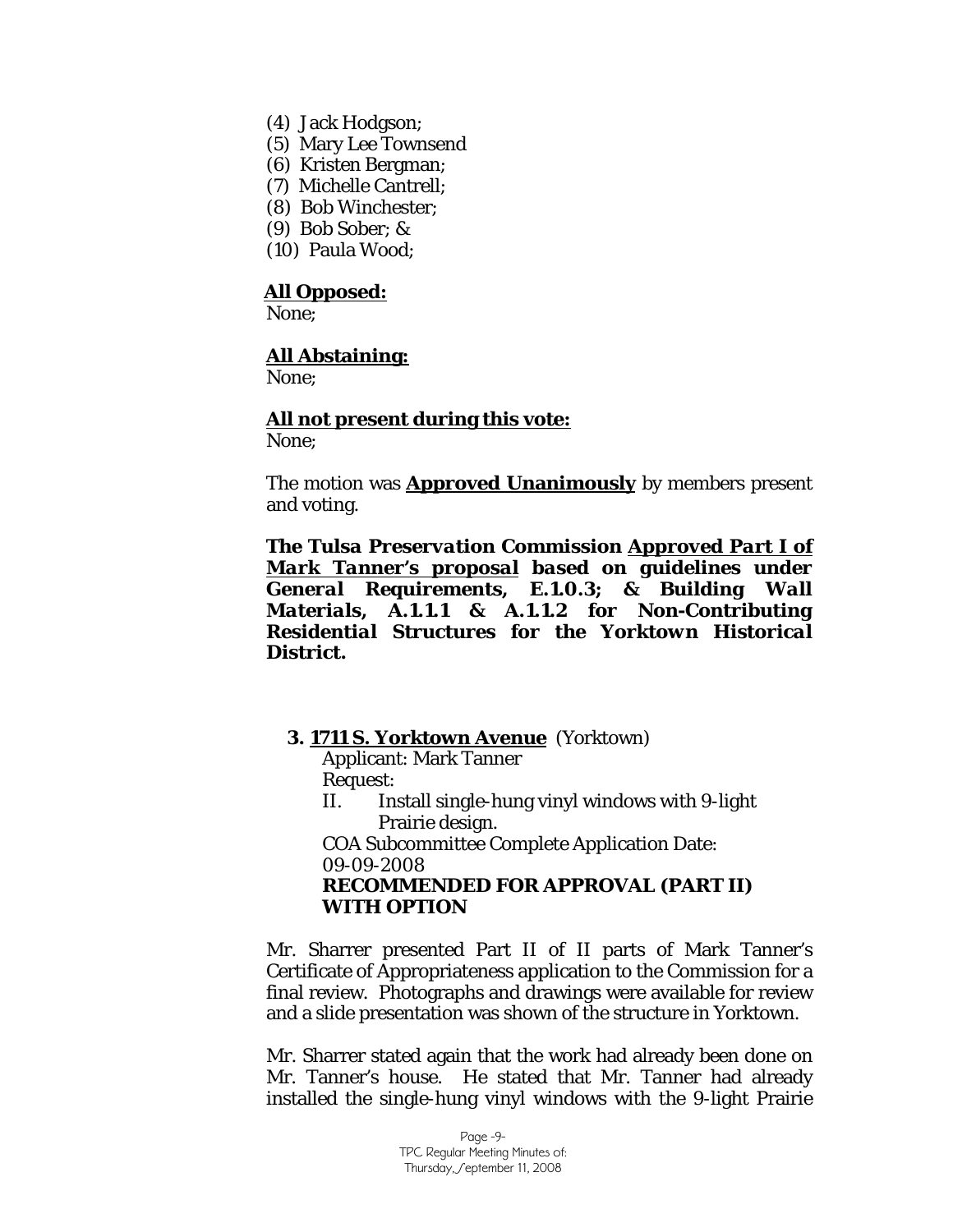(4) Jack Hodgson;
(5) Mary Lee Townsend
(6) Kristen Bergman;
(7) Michelle Cantrell;
(8) Bob Winchester;
(9) Bob Sober; &
(10) Paula Wood;

**All Opposed:**
None;

**All Abstaining:**
None;

**All not present during this vote:**
None;

The motion was **Approved Unanimously** by members present and voting.

***The Tulsa Preservation Commission Approved Part I of Mark Tanner's proposal based on guidelines under General Requirements, E.1.0.3; & Building Wall Materials, A.1.1.1 & A.1.1.2 for Non-Contributing Residential Structures for the Yorktown Historical District.***

**3. 1711 S. Yorktown Avenue** (Yorktown)
Applicant: Mark Tanner
Request:
II. Install single-hung vinyl windows with 9-light Prairie design.
COA Subcommittee Complete Application Date: 09-09-2008
**RECOMMENDED FOR APPROVAL (PART II) WITH OPTION**

Mr. Sharrer presented Part II of II parts of Mark Tanner's Certificate of Appropriateness application to the Commission for a final review. Photographs and drawings were available for review and a slide presentation was shown of the structure in Yorktown.

Mr. Sharrer stated again that the work had already been done on Mr. Tanner's house. He stated that Mr. Tanner had already installed the single-hung vinyl windows with the 9-light Prairie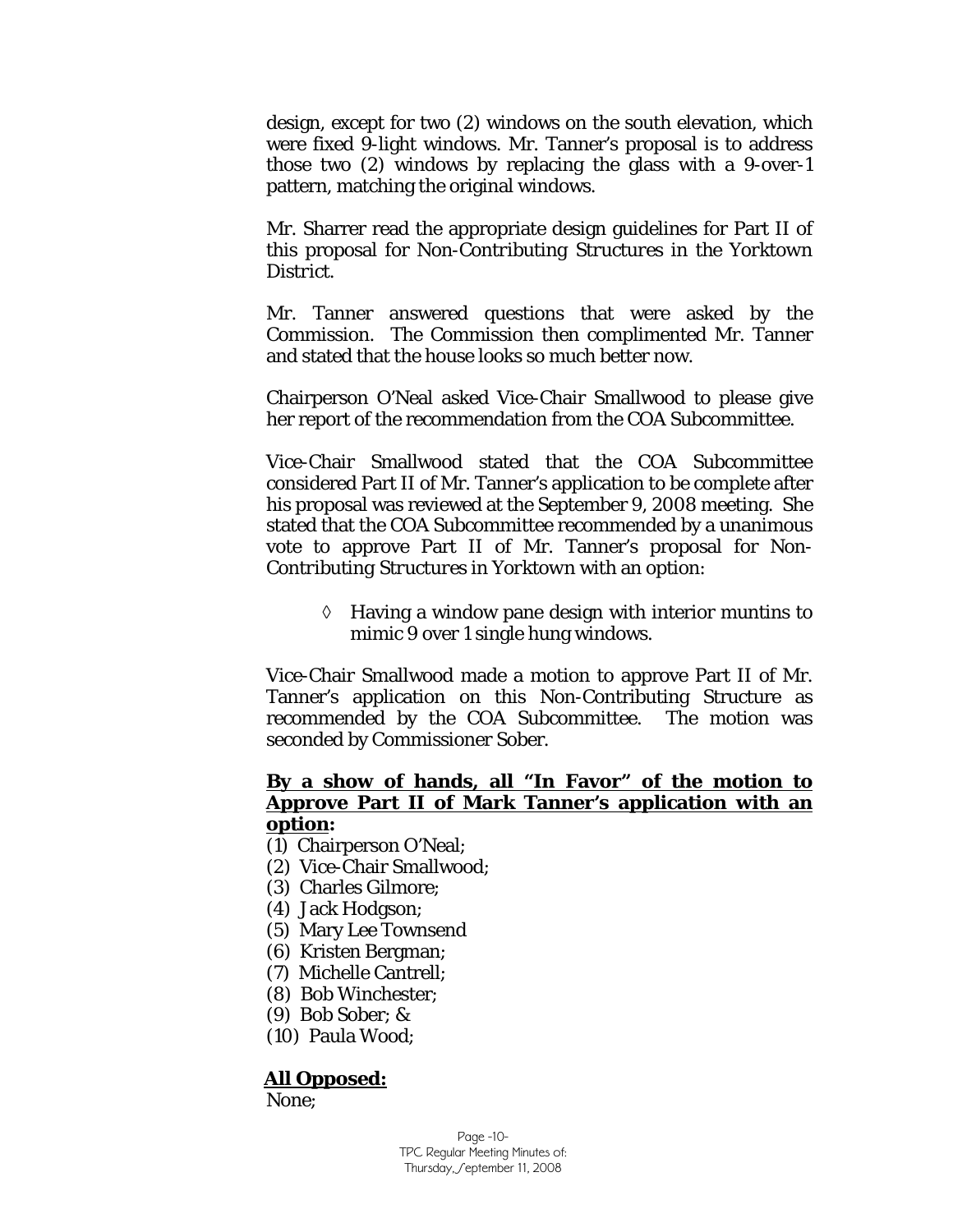design, except for two (2) windows on the south elevation, which were fixed 9-light windows. Mr. Tanner's proposal is to address those two (2) windows by replacing the glass with a 9-over-1 pattern, matching the original windows.

Mr. Sharrer read the appropriate design guidelines for Part II of this proposal for Non-Contributing Structures in the Yorktown District.

Mr. Tanner answered questions that were asked by the Commission. The Commission then complimented Mr. Tanner and stated that the house looks so much better now.

Chairperson O'Neal asked Vice-Chair Smallwood to please give her report of the recommendation from the COA Subcommittee.

Vice-Chair Smallwood stated that the COA Subcommittee considered Part II of Mr. Tanner's application to be complete after his proposal was reviewed at the September 9, 2008 meeting. She stated that the COA Subcommittee recommended by a unanimous vote to approve Part II of Mr. Tanner's proposal for Non-Contributing Structures in Yorktown with an option:

- ◊ Having a window pane design with interior muntins to mimic 9 over 1 single hung windows.

Vice-Chair Smallwood made a motion to approve Part II of Mr. Tanner's application on this Non-Contributing Structure as recommended by the COA Subcommittee. The motion was seconded by Commissioner Sober.

**By a show of hands, all "In Favor" of the motion to Approve Part II of Mark Tanner's application with an option:**

(1) Chairperson O'Neal;
(2) Vice-Chair Smallwood;
(3) Charles Gilmore;
(4) Jack Hodgson;
(5) Mary Lee Townsend
(6) Kristen Bergman;
(7) Michelle Cantrell;
(8) Bob Winchester;
(9) Bob Sober; &
(10) Paula Wood;

**All Opposed:**

None;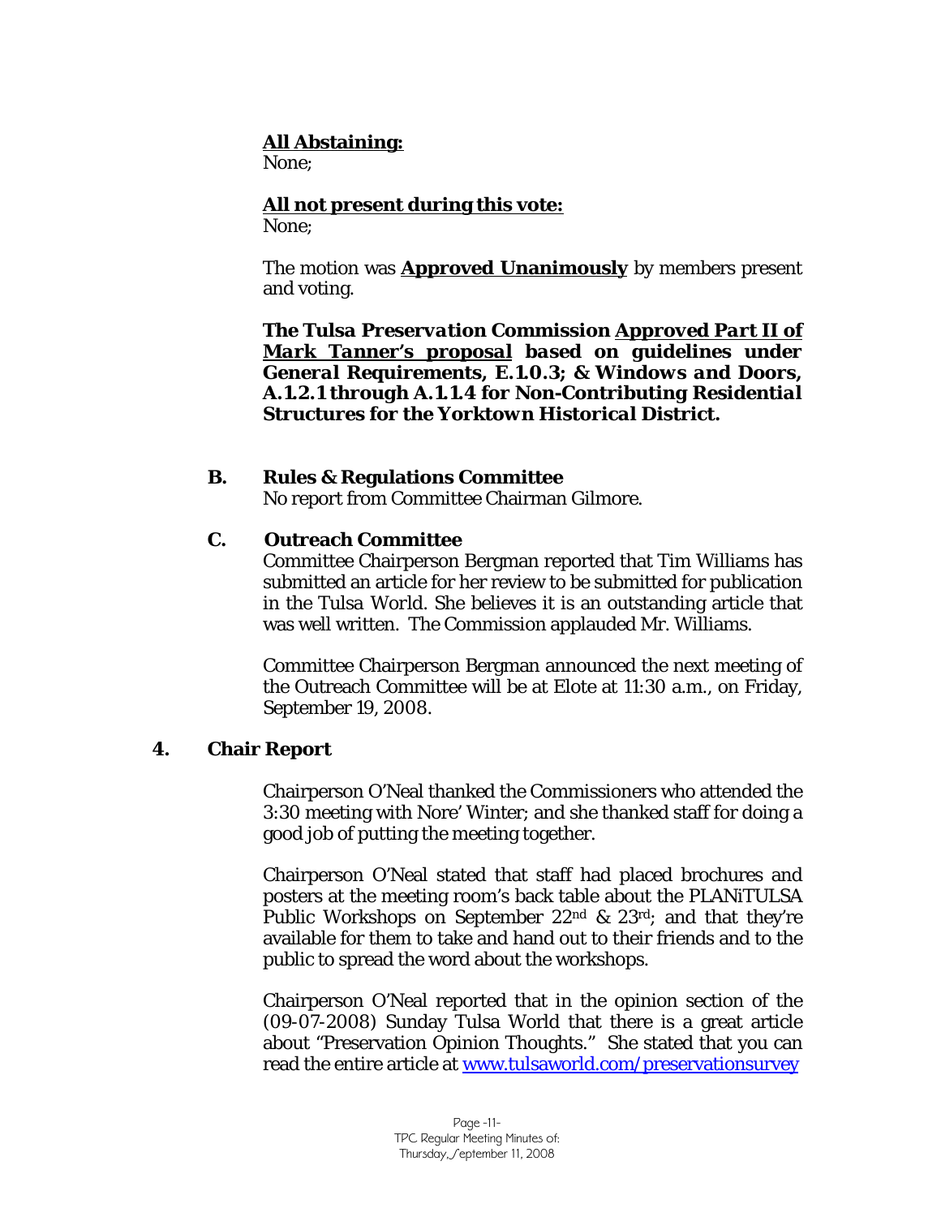**All Abstaining:**
None;

**All not present during this vote:**
None;

The motion was **Approved Unanimously** by members present and voting.

***The Tulsa Preservation Commission Approved Part II of Mark Tanner's proposal based on guidelines under General Requirements, E.1.0.3; & Windows and Doors, A.1.2.1 through A.1.1.4 for Non-Contributing Residential Structures for the Yorktown Historical District.***

**B. Rules & Regulations Committee**

No report from Committee Chairman Gilmore.

**C. Outreach Committee**

Committee Chairperson Bergman reported that Tim Williams has submitted an article for her review to be submitted for publication in the Tulsa World. She believes it is an outstanding article that was well written. The Commission applauded Mr. Williams.

Committee Chairperson Bergman announced the next meeting of the Outreach Committee will be at Elote at 11:30 a.m., on Friday, September 19, 2008.

**4. Chair Report**

Chairperson O'Neal thanked the Commissioners who attended the 3:30 meeting with Nore' Winter; and she thanked staff for doing a good job of putting the meeting together.

Chairperson O'Neal stated that staff had placed brochures and posters at the meeting room's back table about the PLANiTULSA Public Workshops on September 22nd & 23rd; and that they're available for them to take and hand out to their friends and to the public to spread the word about the workshops.

Chairperson O'Neal reported that in the opinion section of the (09-07-2008) Sunday Tulsa World that there is a great article about "Preservation Opinion Thoughts." She stated that you can read the entire article at www.tulsaworld.com/preservationsurvey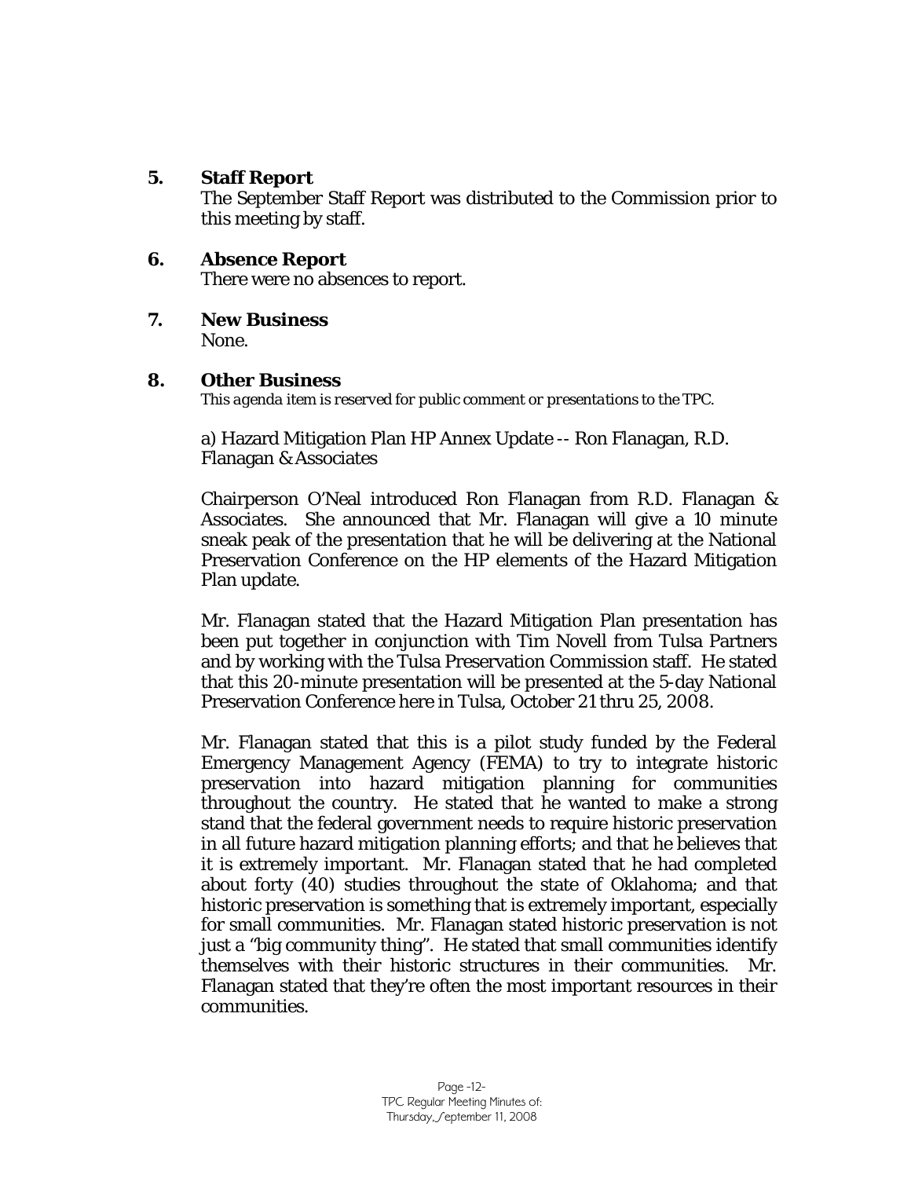**5. Staff Report**

The September Staff Report was distributed to the Commission prior to this meeting by staff.

**6. Absence Report**

There were no absences to report.

**7. New Business**

None.

**8. Other Business**

*This agenda item is reserved for public comment or presentations to the TPC.*

a) Hazard Mitigation Plan HP Annex Update -- Ron Flanagan, R.D. Flanagan & Associates

Chairperson O'Neal introduced Ron Flanagan from R.D. Flanagan & Associates. She announced that Mr. Flanagan will give a 10 minute sneak peak of the presentation that he will be delivering at the National Preservation Conference on the HP elements of the Hazard Mitigation Plan update.

Mr. Flanagan stated that the Hazard Mitigation Plan presentation has been put together in conjunction with Tim Novell from Tulsa Partners and by working with the Tulsa Preservation Commission staff. He stated that this 20-minute presentation will be presented at the 5-day National Preservation Conference here in Tulsa, October 21 thru 25, 2008.

Mr. Flanagan stated that this is a pilot study funded by the Federal Emergency Management Agency (FEMA) to try to integrate historic preservation into hazard mitigation planning for communities throughout the country. He stated that he wanted to make a strong stand that the federal government needs to require historic preservation in all future hazard mitigation planning efforts; and that he believes that it is extremely important. Mr. Flanagan stated that he had completed about forty (40) studies throughout the state of Oklahoma; and that historic preservation is something that is extremely important, especially for small communities. Mr. Flanagan stated historic preservation is not just a "big community thing". He stated that small communities identify themselves with their historic structures in their communities. Mr. Flanagan stated that they're often the most important resources in their communities.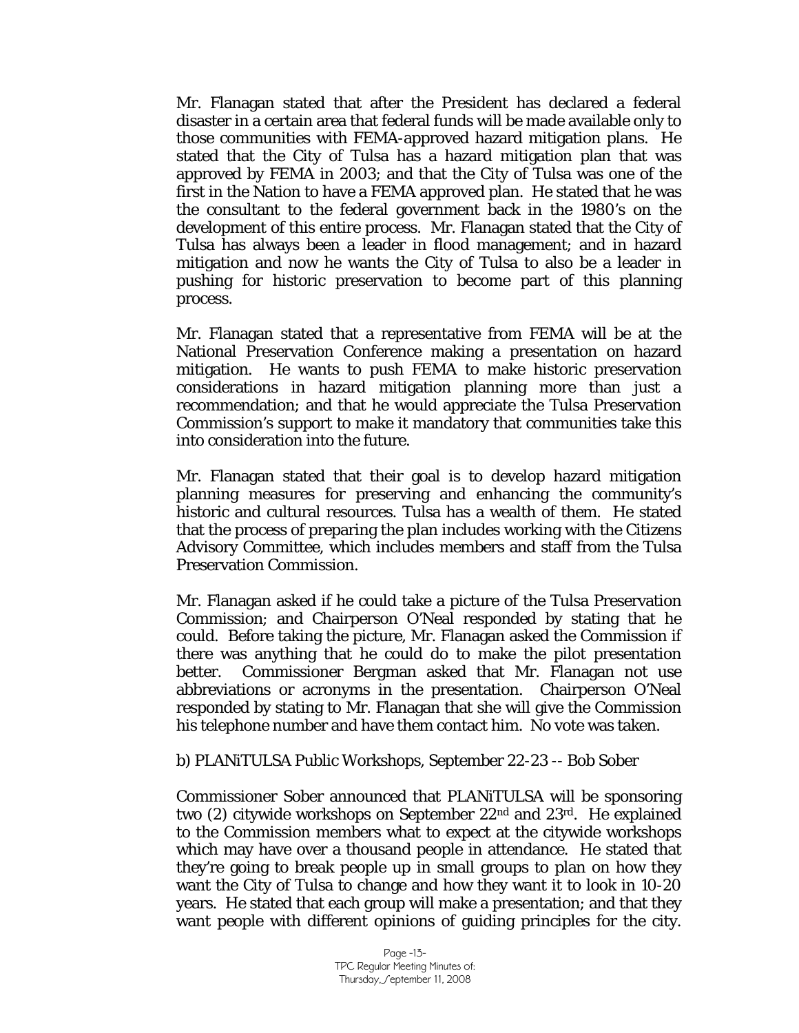Mr. Flanagan stated that after the President has declared a federal disaster in a certain area that federal funds will be made available only to those communities with FEMA-approved hazard mitigation plans. He stated that the City of Tulsa has a hazard mitigation plan that was approved by FEMA in 2003; and that the City of Tulsa was one of the first in the Nation to have a FEMA approved plan. He stated that he was the consultant to the federal government back in the 1980's on the development of this entire process. Mr. Flanagan stated that the City of Tulsa has always been a leader in flood management; and in hazard mitigation and now he wants the City of Tulsa to also be a leader in pushing for historic preservation to become part of this planning process.

Mr. Flanagan stated that a representative from FEMA will be at the National Preservation Conference making a presentation on hazard mitigation. He wants to push FEMA to make historic preservation considerations in hazard mitigation planning more than just a recommendation; and that he would appreciate the Tulsa Preservation Commission's support to make it mandatory that communities take this into consideration into the future.

Mr. Flanagan stated that their goal is to develop hazard mitigation planning measures for preserving and enhancing the community's historic and cultural resources. Tulsa has a wealth of them. He stated that the process of preparing the plan includes working with the Citizens Advisory Committee, which includes members and staff from the Tulsa Preservation Commission.

Mr. Flanagan asked if he could take a picture of the Tulsa Preservation Commission; and Chairperson O'Neal responded by stating that he could. Before taking the picture, Mr. Flanagan asked the Commission if there was anything that he could do to make the pilot presentation better. Commissioner Bergman asked that Mr. Flanagan not use abbreviations or acronyms in the presentation. Chairperson O'Neal responded by stating to Mr. Flanagan that she will give the Commission his telephone number and have them contact him. No vote was taken.

b) PLANiTULSA Public Workshops, September 22-23 -- Bob Sober

Commissioner Sober announced that PLANiTULSA will be sponsoring two (2) citywide workshops on September 22nd and 23rd. He explained to the Commission members what to expect at the citywide workshops which may have over a thousand people in attendance. He stated that they're going to break people up in small groups to plan on how they want the City of Tulsa to change and how they want it to look in 10-20 years. He stated that each group will make a presentation; and that they want people with different opinions of guiding principles for the city.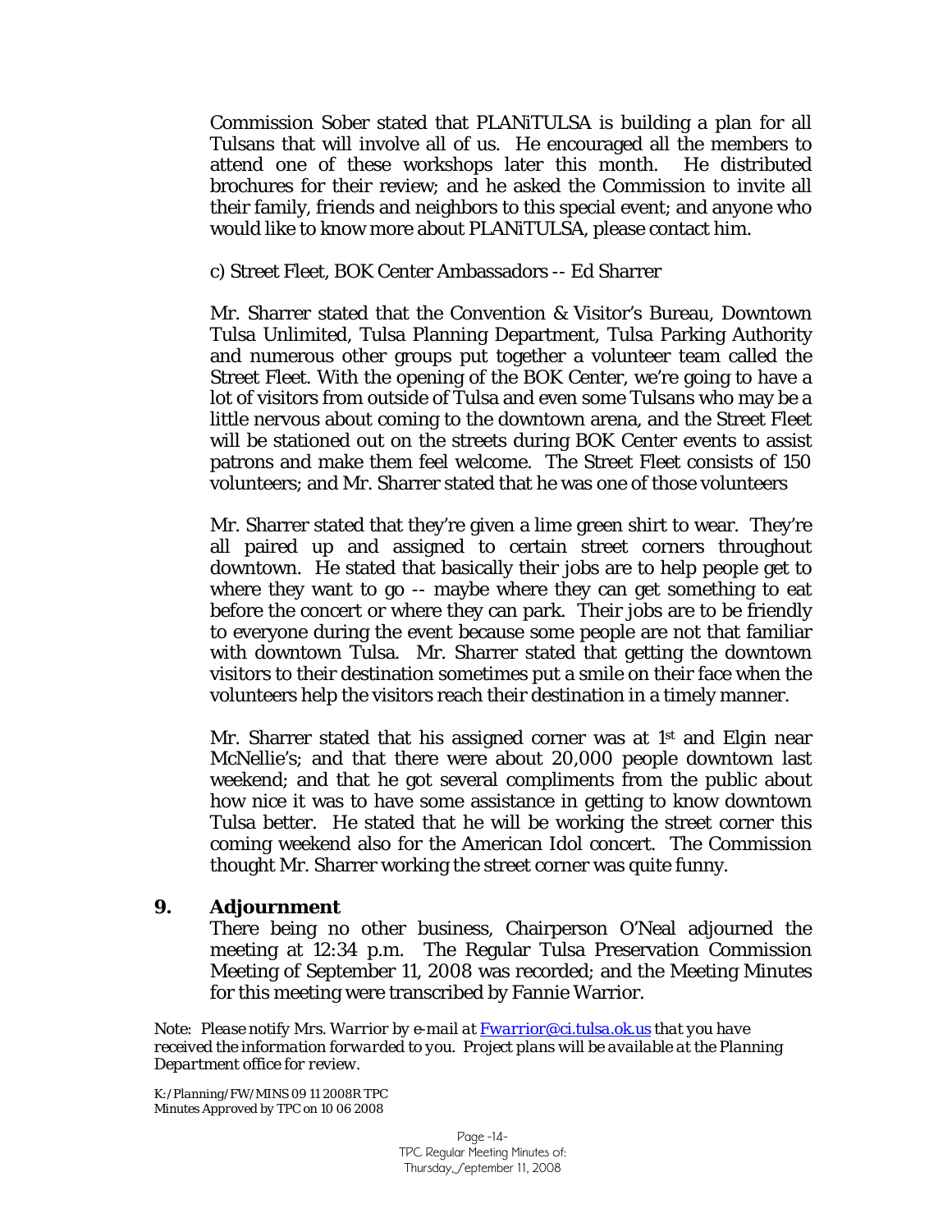Commission Sober stated that PLANiTULSA is building a plan for all Tulsans that will involve all of us. He encouraged all the members to attend one of these workshops later this month. He distributed brochures for their review; and he asked the Commission to invite all their family, friends and neighbors to this special event; and anyone who would like to know more about PLANiTULSA, please contact him.

c) Street Fleet, BOK Center Ambassadors -- Ed Sharrer

Mr. Sharrer stated that the Convention & Visitor's Bureau, Downtown Tulsa Unlimited, Tulsa Planning Department, Tulsa Parking Authority and numerous other groups put together a volunteer team called the Street Fleet. With the opening of the BOK Center, we're going to have a lot of visitors from outside of Tulsa and even some Tulsans who may be a little nervous about coming to the downtown arena, and the Street Fleet will be stationed out on the streets during BOK Center events to assist patrons and make them feel welcome. The Street Fleet consists of 150 volunteers; and Mr. Sharrer stated that he was one of those volunteers

Mr. Sharrer stated that they're given a lime green shirt to wear. They're all paired up and assigned to certain street corners throughout downtown. He stated that basically their jobs are to help people get to where they want to go -- maybe where they can get something to eat before the concert or where they can park. Their jobs are to be friendly to everyone during the event because some people are not that familiar with downtown Tulsa. Mr. Sharrer stated that getting the downtown visitors to their destination sometimes put a smile on their face when the volunteers help the visitors reach their destination in a timely manner.

Mr. Sharrer stated that his assigned corner was at 1st and Elgin near McNellie's; and that there were about 20,000 people downtown last weekend; and that he got several compliments from the public about how nice it was to have some assistance in getting to know downtown Tulsa better. He stated that he will be working the street corner this coming weekend also for the American Idol concert. The Commission thought Mr. Sharrer working the street corner was quite funny.

## 9. Adjournment

There being no other business, Chairperson O'Neal adjourned the meeting at 12:34 p.m. The Regular Tulsa Preservation Commission Meeting of September 11, 2008 was recorded; and the Meeting Minutes for this meeting were transcribed by Fannie Warrior.

*Note: Please notify Mrs. Warrior by e-mail at Fwarrior@ci.tulsa.ok.us that you have received the information forwarded to you. Project plans will be available at the Planning Department office for review.*

K:/Planning/FW/MINS 09 11 2008R TPC
Minutes Approved by TPC on 10 06 2008